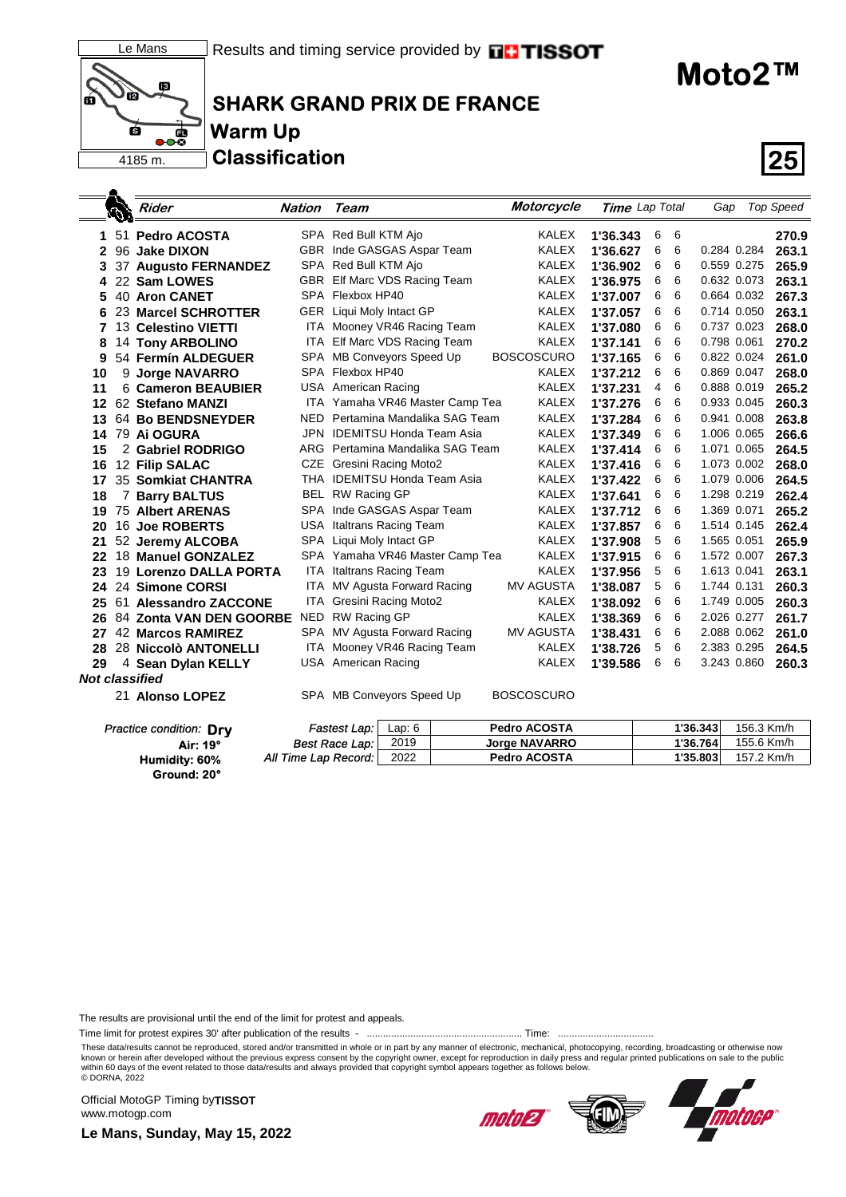Le Mans

4185 m.

Results and timing service provided by TISSOT

# Moto2™

## SHARK GRAND PRIX DE FRANCE

## Warm Up

## Classification

**25**

| | | Rider | Nation | Team | Motorcycle | Time | Lap | Total | Gap | | Top Speed |
|---|---|---|---|---|---|---|---|---|---|---|---|
| 1 | 51 | **Pedro ACOSTA** | SPA | Red Bull KTM Ajo | KALEX | **1'36.343** | 6 | 6 | | | **270.9** |
| 2 | 96 | **Jake DIXON** | GBR | Inde GASGAS Aspar Team | KALEX | **1'36.627** | 6 | 6 | 0.284 | 0.284 | **263.1** |
| 3 | 37 | **Augusto FERNANDEZ** | SPA | Red Bull KTM Ajo | KALEX | **1'36.902** | 6 | 6 | 0.559 | 0.275 | **265.9** |
| 4 | 22 | **Sam LOWES** | GBR | Elf Marc VDS Racing Team | KALEX | **1'36.975** | 6 | 6 | 0.632 | 0.073 | **263.1** |
| 5 | 40 | **Aron CANET** | SPA | Flexbox HP40 | KALEX | **1'37.007** | 6 | 6 | 0.664 | 0.032 | **267.3** |
| 6 | 23 | **Marcel SCHROTTER** | GER | Liqui Moly Intact GP | KALEX | **1'37.057** | 6 | 6 | 0.714 | 0.050 | **263.1** |
| 7 | 13 | **Celestino VIETTI** | ITA | Mooney VR46 Racing Team | KALEX | **1'37.080** | 6 | 6 | 0.737 | 0.023 | **268.0** |
| 8 | 14 | **Tony ARBOLINO** | ITA | Elf Marc VDS Racing Team | KALEX | **1'37.141** | 6 | 6 | 0.798 | 0.061 | **270.2** |
| 9 | 54 | **Fermín ALDEGUER** | SPA | MB Conveyors Speed Up | BOSCOSCURO | **1'37.165** | 6 | 6 | 0.822 | 0.024 | **261.0** |
| 10 | 9 | **Jorge NAVARRO** | SPA | Flexbox HP40 | KALEX | **1'37.212** | 6 | 6 | 0.869 | 0.047 | **268.0** |
| 11 | 6 | **Cameron BEAUBIER** | USA | American Racing | KALEX | **1'37.231** | 4 | 6 | 0.888 | 0.019 | **265.2** |
| 12 | 62 | **Stefano MANZI** | ITA | Yamaha VR46 Master Camp Tea | KALEX | **1'37.276** | 6 | 6 | 0.933 | 0.045 | **260.3** |
| 13 | 64 | **Bo BENDSNEYDER** | NED | Pertamina Mandalika SAG Team | KALEX | **1'37.284** | 6 | 6 | 0.941 | 0.008 | **263.8** |
| 14 | 79 | **Ai OGURA** | JPN | IDEMITSU Honda Team Asia | KALEX | **1'37.349** | 6 | 6 | 1.006 | 0.065 | **266.6** |
| 15 | 2 | **Gabriel RODRIGO** | ARG | Pertamina Mandalika SAG Team | KALEX | **1'37.414** | 6 | 6 | 1.071 | 0.065 | **264.5** |
| 16 | 12 | **Filip SALAC** | CZE | Gresini Racing Moto2 | KALEX | **1'37.416** | 6 | 6 | 1.073 | 0.002 | **268.0** |
| 17 | 35 | **Somkiat CHANTRA** | THA | IDEMITSU Honda Team Asia | KALEX | **1'37.422** | 6 | 6 | 1.079 | 0.006 | **264.5** |
| 18 | 7 | **Barry BALTUS** | BEL | RW Racing GP | KALEX | **1'37.641** | 6 | 6 | 1.298 | 0.219 | **262.4** |
| 19 | 75 | **Albert ARENAS** | SPA | Inde GASGAS Aspar Team | KALEX | **1'37.712** | 6 | 6 | 1.369 | 0.071 | **265.2** |
| 20 | 16 | **Joe ROBERTS** | USA | Italtrans Racing Team | KALEX | **1'37.857** | 6 | 6 | 1.514 | 0.145 | **262.4** |
| 21 | 52 | **Jeremy ALCOBA** | SPA | Liqui Moly Intact GP | KALEX | **1'37.908** | 5 | 6 | 1.565 | 0.051 | **265.9** |
| 22 | 18 | **Manuel GONZALEZ** | SPA | Yamaha VR46 Master Camp Tea | KALEX | **1'37.915** | 6 | 6 | 1.572 | 0.007 | **267.3** |
| 23 | 19 | **Lorenzo DALLA PORTA** | ITA | Italtrans Racing Team | KALEX | **1'37.956** | 5 | 6 | 1.613 | 0.041 | **263.1** |
| 24 | 24 | **Simone CORSI** | ITA | MV Agusta Forward Racing | MV AGUSTA | **1'38.087** | 5 | 6 | 1.744 | 0.131 | **260.3** |
| 25 | 61 | **Alessandro ZACCONE** | ITA | Gresini Racing Moto2 | KALEX | **1'38.092** | 6 | 6 | 1.749 | 0.005 | **260.3** |
| 26 | 84 | **Zonta VAN DEN GOORBE** | NED | RW Racing GP | KALEX | **1'38.369** | 6 | 6 | 2.026 | 0.277 | **261.7** |
| 27 | 42 | **Marcos RAMIREZ** | SPA | MV Agusta Forward Racing | MV AGUSTA | **1'38.431** | 6 | 6 | 2.088 | 0.062 | **261.0** |
| 28 | 28 | **Niccolò ANTONELLI** | ITA | Mooney VR46 Racing Team | KALEX | **1'38.726** | 5 | 6 | 2.383 | 0.295 | **264.5** |
| 29 | 4 | **Sean Dylan KELLY** | USA | American Racing | KALEX | **1'39.586** | 6 | 6 | 3.243 | 0.860 | **260.3** |
| ***Not classified*** | | | | | | | | | | | |
| | 21 | **Alonso LOPEZ** | SPA | MB Conveyors Speed Up | BOSCOSCURO | | | | | | |

*Practice condition:* **Dry**
**Air: 19°**
**Humidity: 60%**
**Ground: 20°**

| | | | | |
|---|---|---|---|---|
| *Fastest Lap:* | Lap: 6 | **Pedro ACOSTA** | **1'36.343** | 156.3 Km/h |
| *Best Race Lap:* | 2019 | **Jorge NAVARRO** | **1'36.764** | 155.6 Km/h |
| *All Time Lap Record:* | 2022 | **Pedro ACOSTA** | **1'35.803** | 157.2 Km/h |

The results are provisional until the end of the limit for protest and appeals.

Time limit for protest expires 30' after publication of the results - ......................................................... Time: ...................................

These data/results cannot be reproduced, stored and/or transmitted in whole or in part by any manner of electronic, mechanical, photocopying, recording, broadcasting or otherwise now known or herein after developed without the previous express consent by the copyright owner, except for reproduction in daily press and regular printed publications on sale to the public within 60 days of the event related to those data/results and always provided that copyright symbol appears together as follows below.
© DORNA, 2022

Official MotoGP Timing by **TISSOT**
www.motogp.com

**Le Mans, Sunday, May 15, 2022**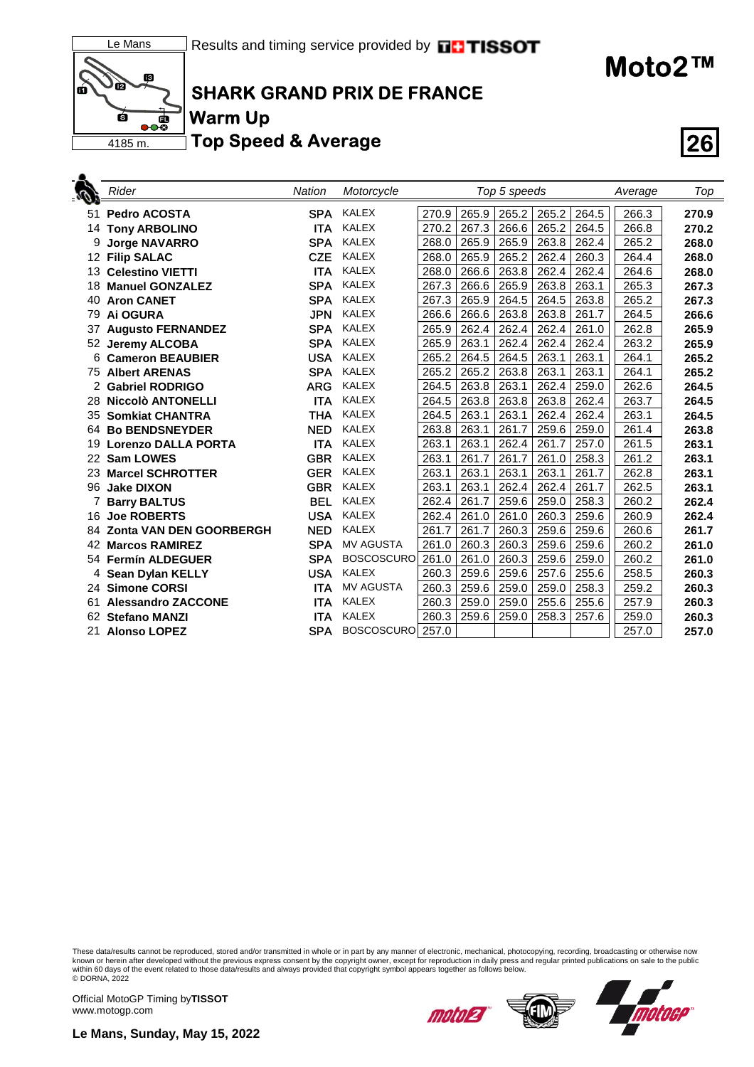Le Mans

Results and timing service provided by TISSOT

# Moto2™

## SHARK GRAND PRIX DE FRANCE

### Warm Up

### Top Speed & Average

4185 m.

| | Rider | Nation | Motorcycle | Top 5 speeds | | | | | Average | Top |
|---|---|---|---|---|---|---|---|---|---|---|
| 51 | **Pedro ACOSTA** | **SPA** | KALEX | 270.9 | 265.9 | 265.2 | 265.2 | 264.5 | 266.3 | **270.9** |
| 14 | **Tony ARBOLINO** | **ITA** | KALEX | 270.2 | 267.3 | 266.6 | 265.2 | 264.5 | 266.8 | **270.2** |
| 9 | **Jorge NAVARRO** | **SPA** | KALEX | 268.0 | 265.9 | 265.9 | 263.8 | 262.4 | 265.2 | **268.0** |
| 12 | **Filip SALAC** | **CZE** | KALEX | 268.0 | 265.9 | 265.2 | 262.4 | 260.3 | 264.4 | **268.0** |
| 13 | **Celestino VIETTI** | **ITA** | KALEX | 268.0 | 266.6 | 263.8 | 262.4 | 262.4 | 264.6 | **268.0** |
| 18 | **Manuel GONZALEZ** | **SPA** | KALEX | 267.3 | 266.6 | 265.9 | 263.8 | 263.1 | 265.3 | **267.3** |
| 40 | **Aron CANET** | **SPA** | KALEX | 267.3 | 265.9 | 264.5 | 264.5 | 263.8 | 265.2 | **267.3** |
| 79 | **Ai OGURA** | **JPN** | KALEX | 266.6 | 266.6 | 263.8 | 263.8 | 261.7 | 264.5 | **266.6** |
| 37 | **Augusto FERNANDEZ** | **SPA** | KALEX | 265.9 | 262.4 | 262.4 | 262.4 | 261.0 | 262.8 | **265.9** |
| 52 | **Jeremy ALCOBA** | **SPA** | KALEX | 265.9 | 263.1 | 262.4 | 262.4 | 262.4 | 263.2 | **265.9** |
| 6 | **Cameron BEAUBIER** | **USA** | KALEX | 265.2 | 264.5 | 264.5 | 263.1 | 263.1 | 264.1 | **265.2** |
| 75 | **Albert ARENAS** | **SPA** | KALEX | 265.2 | 265.2 | 263.8 | 263.1 | 263.1 | 264.1 | **265.2** |
| 2 | **Gabriel RODRIGO** | **ARG** | KALEX | 264.5 | 263.8 | 263.1 | 262.4 | 259.0 | 262.6 | **264.5** |
| 28 | **Niccolò ANTONELLI** | **ITA** | KALEX | 264.5 | 263.8 | 263.8 | 263.8 | 262.4 | 263.7 | **264.5** |
| 35 | **Somkiat CHANTRA** | **THA** | KALEX | 264.5 | 263.1 | 263.1 | 262.4 | 262.4 | 263.1 | **264.5** |
| 64 | **Bo BENDSNEYDER** | **NED** | KALEX | 263.8 | 263.1 | 261.7 | 259.6 | 259.0 | 261.4 | **263.8** |
| 19 | **Lorenzo DALLA PORTA** | **ITA** | KALEX | 263.1 | 263.1 | 262.4 | 261.7 | 257.0 | 261.5 | **263.1** |
| 22 | **Sam LOWES** | **GBR** | KALEX | 263.1 | 261.7 | 261.7 | 261.0 | 258.3 | 261.2 | **263.1** |
| 23 | **Marcel SCHROTTER** | **GER** | KALEX | 263.1 | 263.1 | 263.1 | 263.1 | 261.7 | 262.8 | **263.1** |
| 96 | **Jake DIXON** | **GBR** | KALEX | 263.1 | 263.1 | 262.4 | 262.4 | 261.7 | 262.5 | **263.1** |
| 7 | **Barry BALTUS** | **BEL** | KALEX | 262.4 | 261.7 | 259.6 | 259.0 | 258.3 | 260.2 | **262.4** |
| 16 | **Joe ROBERTS** | **USA** | KALEX | 262.4 | 261.0 | 261.0 | 260.3 | 259.6 | 260.9 | **262.4** |
| 84 | **Zonta VAN DEN GOORBERGH** | **NED** | KALEX | 261.7 | 261.7 | 260.3 | 259.6 | 259.6 | 260.6 | **261.7** |
| 42 | **Marcos RAMIREZ** | **SPA** | MV AGUSTA | 261.0 | 260.3 | 260.3 | 259.6 | 259.6 | 260.2 | **261.0** |
| 54 | **Fermín ALDEGUER** | **SPA** | BOSCOSCURO | 261.0 | 261.0 | 260.3 | 259.6 | 259.0 | 260.2 | **261.0** |
| 4 | **Sean Dylan KELLY** | **USA** | KALEX | 260.3 | 259.6 | 259.6 | 257.6 | 255.6 | 258.5 | **260.3** |
| 24 | **Simone CORSI** | **ITA** | MV AGUSTA | 260.3 | 259.6 | 259.0 | 259.0 | 258.3 | 259.2 | **260.3** |
| 61 | **Alessandro ZACCONE** | **ITA** | KALEX | 260.3 | 259.0 | 259.0 | 255.6 | 255.6 | 257.9 | **260.3** |
| 62 | **Stefano MANZI** | **ITA** | KALEX | 260.3 | 259.6 | 259.0 | 258.3 | 257.6 | 259.0 | **260.3** |
| 21 | **Alonso LOPEZ** | **SPA** | BOSCOSCURO | 257.0 | | | | | 257.0 | **257.0** |

These data/results cannot be reproduced, stored and/or transmitted in whole or in part by any manner of electronic, mechanical, photocopying, recording, broadcasting or otherwise now known or herein after developed without the previous express consent by the copyright owner, except for reproduction in daily press and regular printed publications on sale to the public within 60 days of the event related to those data/results and always provided that copyright symbol appears together as follows below.
© DORNA, 2022

Official MotoGP Timing by **TISSOT**
www.motogp.com

**Le Mans, Sunday, May 15, 2022**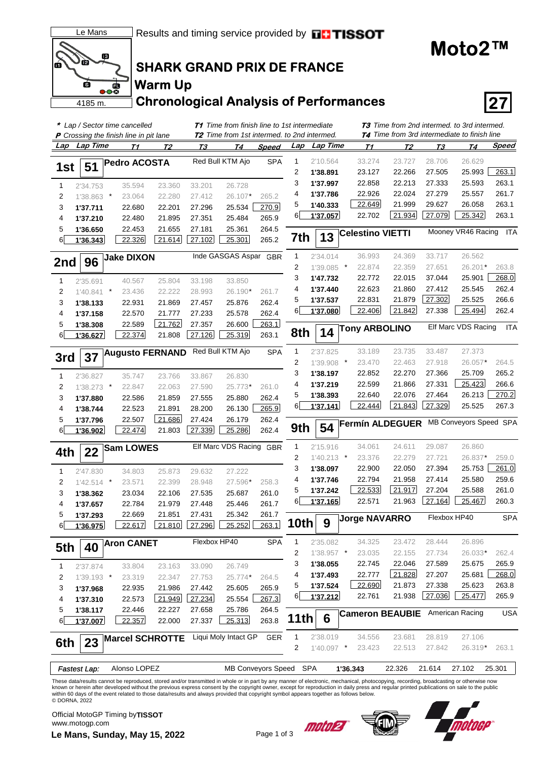Le Mans

Results and timing service provided by TISSOT

# Moto2™

## SHARK GRAND PRIX DE FRANCE

### Warm Up

### Chronological Analysis of Performances

4185 m.

**27**

*\* Lap / Sector time cancelled*
*P Crossing the finish line in pit lane*
*T1 Time from finish line to 1st intermediate*
*T2 Time from 1st intermed. to 2nd intermed.*
*T3 Time from 2nd intermed. to 3rd intermed.*
*T4 Time from 3rd intermediate to finish line*

### 1st 51 Pedro ACOSTA — Red Bull KTM Ajo — SPA

| Lap | Lap Time | T1 | T2 | T3 | T4 | Speed |
|---|---|---|---|---|---|---|
| 1 | 2'34.753 | 35.594 | 23.360 | 33.201 | 26.728 | |
| 2 | 1'38.863 * | 23.064 | 22.280 | 27.412 | 26.107* | 265.2 |
| 3 | **1'37.711** | 22.680 | 22.201 | 27.296 | 25.534 | 270.9 |
| 4 | **1'37.210** | 22.480 | 21.895 | 27.351 | 25.484 | 265.9 |
| 5 | **1'36.650** | 22.453 | 21.655 | 27.181 | 25.361 | 264.5 |
| 6 | **1'36.343** | 22.326 | 21.614 | 27.102 | 25.301 | 265.2 |

### 2nd 96 Jake DIXON — Inde GASGAS Aspar — GBR

| Lap | Lap Time | T1 | T2 | T3 | T4 | Speed |
|---|---|---|---|---|---|---|
| 1 | 2'35.691 | 40.567 | 25.804 | 33.198 | 33.850 | |
| 2 | 1'40.841 * | 23.436 | 22.222 | 28.993 | 26.190* | 261.7 |
| 3 | **1'38.133** | 22.931 | 21.869 | 27.457 | 25.876 | 262.4 |
| 4 | **1'37.158** | 22.570 | 21.777 | 27.233 | 25.578 | 262.4 |
| 5 | **1'38.308** | 22.589 | 21.762 | 27.357 | 26.600 | 263.1 |
| 6 | **1'36.627** | 22.374 | 21.808 | 27.126 | 25.319 | 263.1 |

### 3rd 37 Augusto FERNANDEZ — Red Bull KTM Ajo — SPA

| Lap | Lap Time | T1 | T2 | T3 | T4 | Speed |
|---|---|---|---|---|---|---|
| 1 | 2'36.827 | 35.747 | 23.766 | 33.867 | 26.830 | |
| 2 | 1'38.273 * | 22.847 | 22.063 | 27.590 | 25.773* | 261.0 |
| 3 | **1'37.880** | 22.586 | 21.859 | 27.555 | 25.880 | 262.4 |
| 4 | **1'38.744** | 22.523 | 21.891 | 28.200 | 26.130 | 265.9 |
| 5 | **1'37.796** | 22.507 | 21.686 | 27.424 | 26.179 | 262.4 |
| 6 | **1'36.902** | 22.474 | 21.803 | 27.339 | 25.286 | 262.4 |

### 4th 22 Sam LOWES — Elf Marc VDS Racing — GBR

| Lap | Lap Time | T1 | T2 | T3 | T4 | Speed |
|---|---|---|---|---|---|---|
| 1 | 2'47.830 | 34.803 | 25.873 | 29.632 | 27.222 | |
| 2 | 1'42.514 * | 23.571 | 22.399 | 28.948 | 27.596* | 258.3 |
| 3 | **1'38.362** | 23.034 | 22.106 | 27.535 | 25.687 | 261.0 |
| 4 | **1'37.657** | 22.784 | 21.979 | 27.448 | 25.446 | 261.7 |
| 5 | **1'37.293** | 22.669 | 21.851 | 27.431 | 25.342 | 261.7 |
| 6 | **1'36.975** | 22.617 | 21.810 | 27.296 | 25.252 | 263.1 |

### 5th 40 Aron CANET — Flexbox HP40 — SPA

| Lap | Lap Time | T1 | T2 | T3 | T4 | Speed |
|---|---|---|---|---|---|---|
| 1 | 2'37.874 | 33.804 | 23.163 | 33.090 | 26.749 | |
| 2 | 1'39.193 * | 23.319 | 22.347 | 27.753 | 25.774* | 264.5 |
| 3 | **1'37.968** | 22.935 | 21.986 | 27.442 | 25.605 | 265.9 |
| 4 | **1'37.310** | 22.573 | 21.949 | 27.234 | 25.554 | 267.3 |
| 5 | **1'38.117** | 22.446 | 22.227 | 27.658 | 25.786 | 264.5 |
| 6 | **1'37.007** | 22.357 | 22.000 | 27.337 | 25.313 | 263.8 |

### 6th 23 Marcel SCHROTTER — Liqui Moly Intact GP — GER

| Lap | Lap Time | T1 | T2 | T3 | T4 | Speed |
|---|---|---|---|---|---|---|
| 1 | 2'10.564 | 33.274 | 23.727 | 28.706 | 26.629 | |
| 2 | **1'38.891** | 23.127 | 22.266 | 27.505 | 25.993 | 263.1 |
| 3 | **1'37.997** | 22.858 | 22.213 | 27.333 | 25.593 | 263.1 |
| 4 | **1'37.786** | 22.926 | 22.024 | 27.279 | 25.557 | 261.7 |
| 5 | **1'40.333** | 22.649 | 21.999 | 29.627 | 26.058 | 263.1 |
| 6 | **1'37.057** | 22.702 | 21.934 | 27.079 | 25.342 | 263.1 |

### 7th 13 Celestino VIETTI — Mooney VR46 Racing — ITA

| Lap | Lap Time | T1 | T2 | T3 | T4 | Speed |
|---|---|---|---|---|---|---|
| 1 | 2'34.014 | 36.993 | 24.369 | 33.717 | 26.562 | |
| 2 | 1'39.085 * | 22.874 | 22.359 | 27.651 | 26.201* | 263.8 |
| 3 | **1'47.732** | 22.772 | 22.015 | 37.044 | 25.901 | 268.0 |
| 4 | **1'37.440** | 22.623 | 21.860 | 27.412 | 25.545 | 262.4 |
| 5 | **1'37.537** | 22.831 | 21.879 | 27.302 | 25.525 | 266.6 |
| 6 | **1'37.080** | 22.406 | 21.842 | 27.338 | 25.494 | 262.4 |

### 8th 14 Tony ARBOLINO — Elf Marc VDS Racing — ITA

| Lap | Lap Time | T1 | T2 | T3 | T4 | Speed |
|---|---|---|---|---|---|---|
| 1 | 2'37.825 | 33.189 | 23.735 | 33.487 | 27.373 | |
| 2 | 1'39.908 * | 23.470 | 22.463 | 27.918 | 26.057* | 264.5 |
| 3 | **1'38.197** | 22.852 | 22.270 | 27.366 | 25.709 | 265.2 |
| 4 | **1'37.219** | 22.599 | 21.866 | 27.331 | 25.423 | 266.6 |
| 5 | **1'38.393** | 22.640 | 22.076 | 27.464 | 26.213 | 270.2 |
| 6 | **1'37.141** | 22.444 | 21.843 | 27.329 | 25.525 | 267.3 |

### 9th 54 Fermín ALDEGUER — MB Conveyors Speed — SPA

| Lap | Lap Time | T1 | T2 | T3 | T4 | Speed |
|---|---|---|---|---|---|---|
| 1 | 2'15.916 | 34.061 | 24.611 | 29.087 | 26.860 | |
| 2 | 1'40.213 * | 23.376 | 22.279 | 27.721 | 26.837* | 259.0 |
| 3 | **1'38.097** | 22.900 | 22.050 | 27.394 | 25.753 | 261.0 |
| 4 | **1'37.746** | 22.794 | 21.958 | 27.414 | 25.580 | 259.6 |
| 5 | **1'37.242** | 22.533 | 21.917 | 27.204 | 25.588 | 261.0 |
| 6 | **1'37.165** | 22.571 | 21.963 | 27.164 | 25.467 | 260.3 |

### 10th 9 Jorge NAVARRO — Flexbox HP40 — SPA

| Lap | Lap Time | T1 | T2 | T3 | T4 | Speed |
|---|---|---|---|---|---|---|
| 1 | 2'35.082 | 34.325 | 23.472 | 28.444 | 26.896 | |
| 2 | 1'38.957 * | 23.035 | 22.155 | 27.734 | 26.033* | 262.4 |
| 3 | **1'38.055** | 22.745 | 22.046 | 27.589 | 25.675 | 265.9 |
| 4 | **1'37.493** | 22.777 | 21.828 | 27.207 | 25.681 | 268.0 |
| 5 | **1'37.524** | 22.690 | 21.873 | 27.338 | 25.623 | 263.8 |
| 6 | **1'37.212** | 22.761 | 21.938 | 27.036 | 25.477 | 265.9 |

### 11th 6 Cameron BEAUBIER — American Racing — USA

| Lap | Lap Time | T1 | T2 | T3 | T4 | Speed |
|---|---|---|---|---|---|---|
| 1 | 2'38.019 | 34.556 | 23.681 | 28.819 | 27.106 | |
| 2 | 1'40.097 * | 23.423 | 22.513 | 27.842 | 26.319* | 263.1 |

| Fastest Lap: | Alonso LOPEZ | MB Conveyors Speed | SPA | 1'36.343 | 22.326 | 21.614 | 27.102 | 25.301 |
|---|---|---|---|---|---|---|---|---|

These data/results cannot be reproduced, stored and/or transmitted in whole or in part by any manner of electronic, mechanical, photocopying, recording, broadcasting or otherwise now known or herein after developed without the previous express consent by the copyright owner, except for reproduction in daily press and regular printed publications on sale to the public within 60 days of the event related to those data/results and always provided that copyright symbol appears together as follows below.
© DORNA, 2022

Official MotoGP Timing by TISSOT
www.motogp.com

**Le Mans, Sunday, May 15, 2022**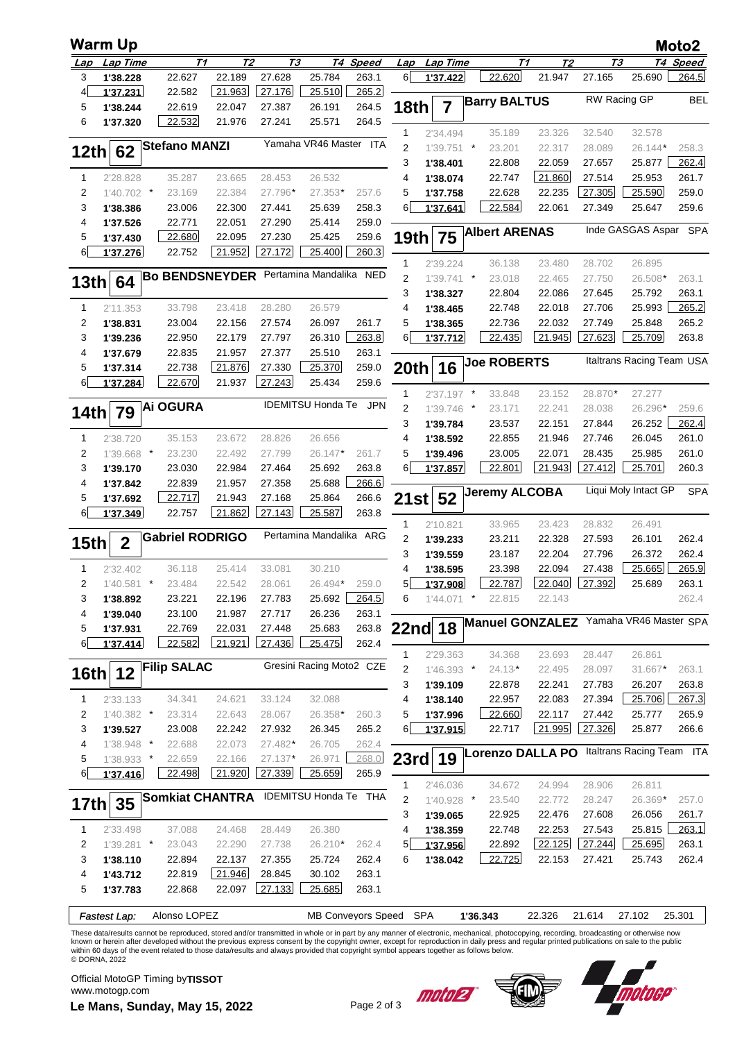# Warm Up — Moto2

| Lap | Lap Time | T1 | T2 | T3 | T4 | Speed |
|---|---|---|---|---|---|---|
| 3 | 1'38.228 | 22.627 | 22.189 | 27.628 | 25.784 | 263.1 |
| 4 | 1'37.231 | 22.582 | 21.963 | 27.176 | 25.510 | 265.2 |
| 5 | 1'38.244 | 22.619 | 22.047 | 27.387 | 26.191 | 264.5 |
| 6 | 1'37.320 | 22.532 | 21.976 | 27.241 | 25.571 | 264.5 |

## 12th 62 Stefano MANZI — Yamaha VR46 Master — ITA

| Lap | Lap Time | T1 | T2 | T3 | T4 | Speed |
|---|---|---|---|---|---|---|
| 1 | 2'28.828 | 35.287 | 23.665 | 28.453 | 26.532 | |
| 2 | 1'40.702 * | 23.169 | 22.384 | 27.796* | 27.353* | 257.6 |
| 3 | 1'38.386 | 23.006 | 22.300 | 27.441 | 25.639 | 258.3 |
| 4 | 1'37.526 | 22.771 | 22.051 | 27.290 | 25.414 | 259.0 |
| 5 | 1'37.430 | 22.680 | 22.095 | 27.230 | 25.425 | 259.6 |
| 6 | 1'37.276 | 22.752 | 21.952 | 27.172 | 25.400 | 260.3 |

## 13th 64 Bo BENDSNEYDER — Pertamina Mandalika — NED

| Lap | Lap Time | T1 | T2 | T3 | T4 | Speed |
|---|---|---|---|---|---|---|
| 1 | 2'11.353 | 33.798 | 23.418 | 28.280 | 26.579 | |
| 2 | 1'38.831 | 23.004 | 22.156 | 27.574 | 26.097 | 261.7 |
| 3 | 1'39.236 | 22.950 | 22.179 | 27.797 | 26.310 | 263.8 |
| 4 | 1'37.679 | 22.835 | 21.957 | 27.377 | 25.510 | 263.1 |
| 5 | 1'37.314 | 22.738 | 21.876 | 27.330 | 25.370 | 259.0 |
| 6 | 1'37.284 | 22.670 | 21.937 | 27.243 | 25.434 | 259.6 |

## 14th 79 Ai OGURA — IDEMITSU Honda Te — JPN

| Lap | Lap Time | T1 | T2 | T3 | T4 | Speed |
|---|---|---|---|---|---|---|
| 1 | 2'38.720 | 35.153 | 23.672 | 28.826 | 26.656 | |
| 2 | 1'39.668 * | 23.230 | 22.492 | 27.799 | 26.147* | 261.7 |
| 3 | 1'39.170 | 23.030 | 22.984 | 27.464 | 25.692 | 263.8 |
| 4 | 1'37.842 | 22.839 | 21.957 | 27.358 | 25.688 | 266.6 |
| 5 | 1'37.692 | 22.717 | 21.943 | 27.168 | 25.864 | 266.6 |
| 6 | 1'37.349 | 22.757 | 21.862 | 27.143 | 25.587 | 263.8 |

## 15th 2 Gabriel RODRIGO — Pertamina Mandalika — ARG

| Lap | Lap Time | T1 | T2 | T3 | T4 | Speed |
|---|---|---|---|---|---|---|
| 1 | 2'32.402 | 36.118 | 25.414 | 33.081 | 30.210 | |
| 2 | 1'40.581 * | 23.484 | 22.542 | 28.061 | 26.494* | 259.0 |
| 3 | 1'38.892 | 23.221 | 22.196 | 27.783 | 25.692 | 264.5 |
| 4 | 1'39.040 | 23.100 | 21.987 | 27.717 | 26.236 | 263.1 |
| 5 | 1'37.931 | 22.769 | 22.031 | 27.448 | 25.683 | 263.8 |
| 6 | 1'37.414 | 22.582 | 21.921 | 27.436 | 25.475 | 262.4 |

## 16th 12 Filip SALAC — Gresini Racing Moto2 — CZE

| Lap | Lap Time | T1 | T2 | T3 | T4 | Speed |
|---|---|---|---|---|---|---|
| 1 | 2'33.133 | 34.341 | 24.621 | 33.124 | 32.088 | |
| 2 | 1'40.382 * | 23.314 | 22.643 | 28.067 | 26.358* | 260.3 |
| 3 | 1'39.527 | 23.008 | 22.242 | 27.932 | 26.345 | 265.2 |
| 4 | 1'38.948 * | 22.688 | 22.073 | 27.482* | 26.705 | 262.4 |
| 5 | 1'38.933 * | 22.659 | 22.166 | 27.137* | 26.971 | 268.0 |
| 6 | 1'37.416 | 22.498 | 21.920 | 27.339 | 25.659 | 265.9 |

## 17th 35 Somkiat CHANTRA — IDEMITSU Honda Te — THA

| Lap | Lap Time | T1 | T2 | T3 | T4 | Speed |
|---|---|---|---|---|---|---|
| 1 | 2'33.498 | 37.088 | 24.468 | 28.449 | 26.380 | |
| 2 | 1'39.281 * | 23.043 | 22.290 | 27.738 | 26.210* | 262.4 |
| 3 | 1'38.110 | 22.894 | 22.137 | 27.355 | 25.724 | 262.4 |
| 4 | 1'43.712 | 22.819 | 21.946 | 28.845 | 30.102 | 263.1 |
| 5 | 1'37.783 | 22.868 | 22.097 | 27.133 | 25.685 | 263.1 |
| 6 | 1'37.422 | 22.620 | 21.947 | 27.165 | 25.690 | 264.5 |

## 18th 7 Barry BALTUS — RW Racing GP — BEL

| Lap | Lap Time | T1 | T2 | T3 | T4 | Speed |
|---|---|---|---|---|---|---|
| 1 | 2'34.494 | 35.189 | 23.326 | 32.540 | 32.578 | |
| 2 | 1'39.751 * | 23.201 | 22.317 | 28.089 | 26.144* | 258.3 |
| 3 | 1'38.401 | 22.808 | 22.059 | 27.657 | 25.877 | 262.4 |
| 4 | 1'38.074 | 22.747 | 21.860 | 27.514 | 25.953 | 261.7 |
| 5 | 1'37.758 | 22.628 | 22.235 | 27.305 | 25.590 | 259.0 |
| 6 | 1'37.641 | 22.584 | 22.061 | 27.349 | 25.647 | 259.6 |

## 19th 75 Albert ARENAS — Inde GASGAS Aspar — SPA

| Lap | Lap Time | T1 | T2 | T3 | T4 | Speed |
|---|---|---|---|---|---|---|
| 1 | 2'39.224 | 36.138 | 23.480 | 28.702 | 26.895 | |
| 2 | 1'39.741 * | 23.018 | 22.465 | 27.750 | 26.508* | 263.1 |
| 3 | 1'38.327 | 22.804 | 22.086 | 27.645 | 25.792 | 263.1 |
| 4 | 1'38.465 | 22.748 | 22.018 | 27.706 | 25.993 | 265.2 |
| 5 | 1'38.365 | 22.736 | 22.032 | 27.749 | 25.848 | 265.2 |
| 6 | 1'37.712 | 22.435 | 21.945 | 27.623 | 25.709 | 263.8 |

## 20th 16 Joe ROBERTS — Italtrans Racing Team — USA

| Lap | Lap Time | T1 | T2 | T3 | T4 | Speed |
|---|---|---|---|---|---|---|
| 1 | 2'37.197 * | 33.848 | 23.152 | 28.870* | 27.277 | |
| 2 | 1'39.746 * | 23.171 | 22.241 | 28.038 | 26.296* | 259.6 |
| 3 | 1'39.784 | 23.537 | 22.151 | 27.844 | 26.252 | 262.4 |
| 4 | 1'38.592 | 22.855 | 21.946 | 27.746 | 26.045 | 261.0 |
| 5 | 1'39.496 | 23.005 | 22.071 | 28.435 | 25.985 | 261.0 |
| 6 | 1'37.857 | 22.801 | 21.943 | 27.412 | 25.701 | 260.3 |

## 21st 52 Jeremy ALCOBA — Liqui Moly Intact GP — SPA

| Lap | Lap Time | T1 | T2 | T3 | T4 | Speed |
|---|---|---|---|---|---|---|
| 1 | 2'10.821 | 33.965 | 23.423 | 28.832 | 26.491 | |
| 2 | 1'39.233 | 23.211 | 22.328 | 27.593 | 26.101 | 262.4 |
| 3 | 1'39.559 | 23.187 | 22.204 | 27.796 | 26.372 | 262.4 |
| 4 | 1'38.595 | 23.398 | 22.094 | 27.438 | 25.665 | 265.9 |
| 5 | 1'37.908 | 22.787 | 22.040 | 27.392 | 25.689 | 263.1 |
| 6 | 1'44.071 * | 22.815 | 22.143 | | | 262.4 |

## 22nd 18 Manuel GONZALEZ — Yamaha VR46 Master — SPA

| Lap | Lap Time | T1 | T2 | T3 | T4 | Speed |
|---|---|---|---|---|---|---|
| 1 | 2'29.363 | 34.368 | 23.693 | 28.447 | 26.861 | |
| 2 | 1'46.393 * | 24.13* | 22.495 | 28.097 | 31.667* | 263.1 |
| 3 | 1'39.109 | 22.878 | 22.241 | 27.783 | 26.207 | 263.8 |
| 4 | 1'38.140 | 22.957 | 22.083 | 27.394 | 25.706 | 267.3 |
| 5 | 1'37.996 | 22.660 | 22.117 | 27.442 | 25.777 | 265.9 |
| 6 | 1'37.915 | 22.717 | 21.995 | 27.326 | 25.877 | 266.6 |

## 23rd 19 Lorenzo DALLA PO — Italtrans Racing Team — ITA

| Lap | Lap Time | T1 | T2 | T3 | T4 | Speed |
|---|---|---|---|---|---|---|
| 1 | 2'46.036 | 34.672 | 24.994 | 28.906 | 26.811 | |
| 2 | 1'40.928 * | 23.540 | 22.772 | 28.247 | 26.369* | 257.0 |
| 3 | 1'39.065 | 22.925 | 22.476 | 27.608 | 26.056 | 261.7 |
| 4 | 1'38.359 | 22.748 | 22.253 | 27.543 | 25.815 | 263.1 |
| 5 | 1'37.956 | 22.892 | 22.125 | 27.244 | 25.695 | 263.1 |
| 6 | 1'38.042 | 22.725 | 22.153 | 27.421 | 25.743 | 262.4 |

*Fastest Lap:* Alonso LOPEZ — MB Conveyors Speed — SPA — 1'36.343 — 22.326 — 21.614 — 27.102 — 25.301

These data/results cannot be reproduced, stored and/or transmitted in whole or in part by any manner of electronic, mechanical, photocopying, recording, broadcasting or otherwise now known or herein after developed without the previous express consent by the copyright owner, except for reproduction in daily press and regular printed publications on sale to the public within 60 days of the event related to those data/results and always provided that copyright symbol appears together as follows below.
© DORNA, 2022

Official MotoGP Timing by TISSOT
www.motogp.com

Le Mans, Sunday, May 15, 2022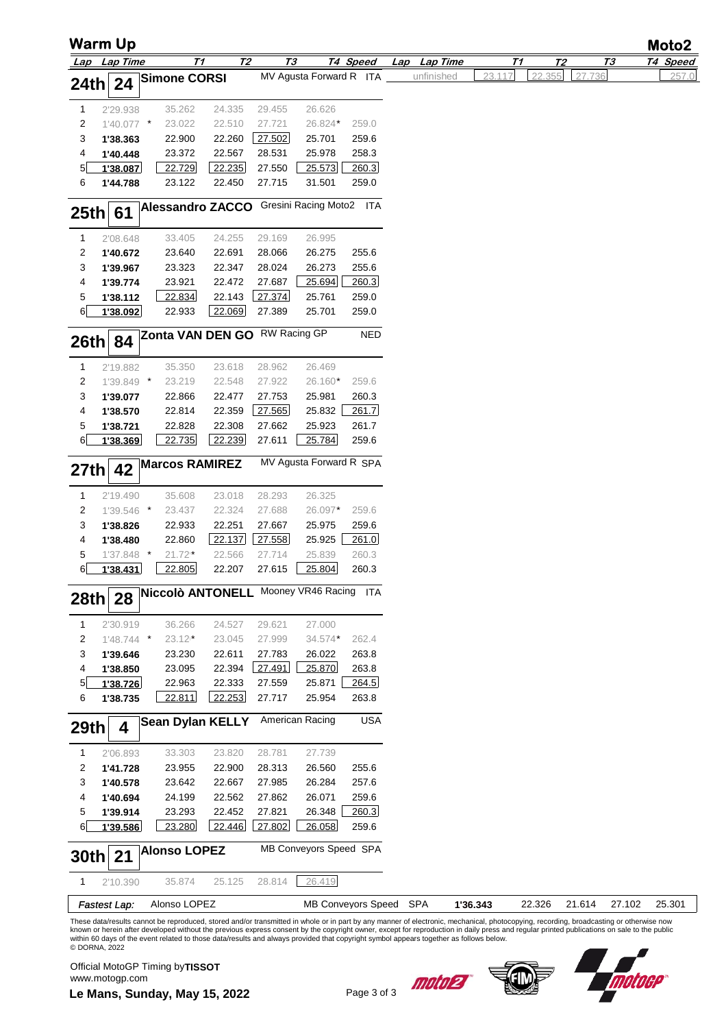# Warm Up

## Moto2

| Lap | Lap Time | T1 | T2 | T3 | T4 | Speed |
|---|---|---|---|---|---|---|
| **24th** | **24** | **Simone CORSI** | | MV Agusta Forward R | | ITA |
| 1 | 2'29.938 | 35.262 | 24.335 | 29.455 | 26.626 | |
| 2 | 1'40.077 * | 23.022 | 22.510 | 27.721 | 26.824* | 259.0 |
| 3 | **1'38.363** | 22.900 | 22.260 | 27.502 | 25.701 | 259.6 |
| 4 | **1'40.448** | 23.372 | 22.567 | 28.531 | 25.978 | 258.3 |
| 5 | **1'38.087** | 22.729 | 22.235 | 27.550 | 25.573 | 260.3 |
| 6 | **1'44.788** | 23.122 | 22.450 | 27.715 | 31.501 | 259.0 |
| unfinished | | 23.117 | 22.355 | 27.736 | | 257.0 |
| **25th** | **61** | **Alessandro ZACCO** | | Gresini Racing Moto2 | | ITA |
| 1 | 2'08.648 | 33.405 | 24.255 | 29.169 | 26.995 | |
| 2 | **1'40.672** | 23.640 | 22.691 | 28.066 | 26.275 | 255.6 |
| 3 | **1'39.967** | 23.323 | 22.347 | 28.024 | 26.273 | 255.6 |
| 4 | **1'39.774** | 23.921 | 22.472 | 27.687 | 25.694 | 260.3 |
| 5 | **1'38.112** | 22.834 | 22.143 | 27.374 | 25.761 | 259.0 |
| 6 | **1'38.092** | 22.933 | 22.069 | 27.389 | 25.701 | 259.0 |
| **26th** | **84** | **Zonta VAN DEN GOORBERGH** | | RW Racing GP | | NED |
| 1 | 2'19.882 | 35.350 | 23.618 | 28.962 | 26.469 | |
| 2 | 1'39.849 * | 23.219 | 22.548 | 27.922 | 26.160* | 259.6 |
| 3 | **1'39.077** | 22.866 | 22.477 | 27.753 | 25.981 | 260.3 |
| 4 | **1'38.570** | 22.814 | 22.359 | 27.565 | 25.832 | 261.7 |
| 5 | **1'38.721** | 22.828 | 22.308 | 27.662 | 25.923 | 261.7 |
| 6 | **1'38.369** | 22.735 | 22.239 | 27.611 | 25.784 | 259.6 |
| **27th** | **42** | **Marcos RAMIREZ** | | MV Agusta Forward R | | SPA |
| 1 | 2'19.490 | 35.608 | 23.018 | 28.293 | 26.325 | |
| 2 | 1'39.546 * | 23.437 | 22.324 | 27.688 | 26.097* | 259.6 |
| 3 | **1'38.826** | 22.933 | 22.251 | 27.667 | 25.975 | 259.6 |
| 4 | **1'38.480** | 22.860 | 22.137 | 27.558 | 25.925 | 261.0 |
| 5 | 1'37.848 * | 21.72* | 22.566 | 27.714 | 25.839 | 260.3 |
| 6 | **1'38.431** | 22.805 | 22.207 | 27.615 | 25.804 | 260.3 |
| **28th** | **28** | **Niccolò ANTONELLI** | | Mooney VR46 Racing | | ITA |
| 1 | 2'30.919 | 36.266 | 24.527 | 29.621 | 27.000 | |
| 2 | 1'48.744 * | 23.12* | 23.045 | 27.999 | 34.574* | 262.4 |
| 3 | **1'39.646** | 23.230 | 22.611 | 27.783 | 26.022 | 263.8 |
| 4 | **1'38.850** | 23.095 | 22.394 | 27.491 | 25.870 | 263.8 |
| 5 | **1'38.726** | 22.963 | 22.333 | 27.559 | 25.871 | 264.5 |
| 6 | **1'38.735** | 22.811 | 22.253 | 27.717 | 25.954 | 263.8 |
| **29th** | **4** | **Sean Dylan KELLY** | | American Racing | | USA |
| 1 | 2'06.893 | 33.303 | 23.820 | 28.781 | 27.739 | |
| 2 | **1'41.728** | 23.955 | 22.900 | 28.313 | 26.560 | 255.6 |
| 3 | **1'40.578** | 23.642 | 22.667 | 27.985 | 26.284 | 257.6 |
| 4 | **1'40.694** | 24.199 | 22.562 | 27.862 | 26.071 | 259.6 |
| 5 | **1'39.914** | 23.293 | 22.452 | 27.821 | 26.348 | 260.3 |
| 6 | **1'39.586** | 23.280 | 22.446 | 27.802 | 26.058 | 259.6 |
| **30th** | **21** | **Alonso LOPEZ** | | MB Conveyors Speed | | SPA |
| 1 | 2'10.390 | 35.874 | 25.125 | 28.814 | 26.419 | |

| Fastest Lap: | Rider | Team | Nat | Lap Time | T1 | T2 | T3 | T4 |
|---|---|---|---|---|---|---|---|---|
| | Alonso LOPEZ | MB Conveyors Speed | SPA | **1'36.343** | 22.326 | 21.614 | 27.102 | 25.301 |

These data/results cannot be reproduced, stored and/or transmitted in whole or in part by any manner of electronic, mechanical, photocopying, recording, broadcasting or otherwise now known or herein after developed without the previous express consent by the copyright owner, except for reproduction in daily press and regular printed publications on sale to the public within 60 days of the event related to those data/results and always provided that copyright symbol appears together as follows below.
© DORNA, 2022

Official MotoGP Timing by **TISSOT**
www.motogp.com

**Le Mans, Sunday, May 15, 2022**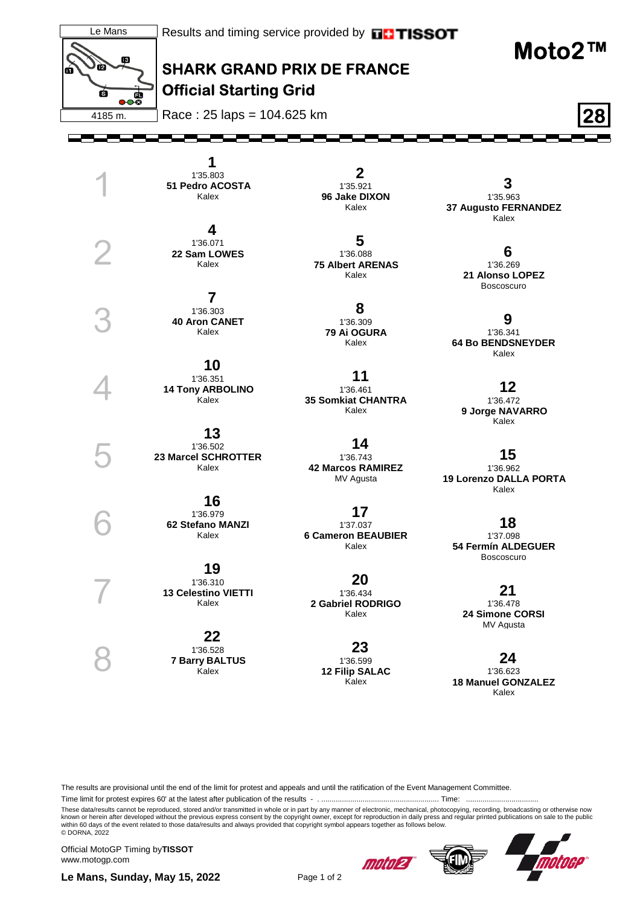Le Mans

4185 m.

Results and timing service provided by TISSOT

# Moto2™

## SHARK GRAND PRIX DE FRANCE
## Official Starting Grid

Race : 25 laps = 104.625 km

**28**

| Row | Position | Time | Rider | Team |
|---|---|---|---|---|
| 1 | 1 | 1'35.803 | **51 Pedro ACOSTA** | Kalex |
| 1 | 2 | 1'35.921 | **96 Jake DIXON** | Kalex |
| 1 | 3 | 1'35.963 | **37 Augusto FERNANDEZ** | Kalex |
| 2 | 4 | 1'36.071 | **22 Sam LOWES** | Kalex |
| 2 | 5 | 1'36.088 | **75 Albert ARENAS** | Kalex |
| 2 | 6 | 1'36.269 | **21 Alonso LOPEZ** | Boscoscuro |
| 3 | 7 | 1'36.303 | **40 Aron CANET** | Kalex |
| 3 | 8 | 1'36.309 | **79 Ai OGURA** | Kalex |
| 3 | 9 | 1'36.341 | **64 Bo BENDSNEYDER** | Kalex |
| 4 | 10 | 1'36.351 | **14 Tony ARBOLINO** | Kalex |
| 4 | 11 | 1'36.461 | **35 Somkiat CHANTRA** | Kalex |
| 4 | 12 | 1'36.472 | **9 Jorge NAVARRO** | Kalex |
| 5 | 13 | 1'36.502 | **23 Marcel SCHROTTER** | Kalex |
| 5 | 14 | 1'36.743 | **42 Marcos RAMIREZ** | MV Agusta |
| 5 | 15 | 1'36.962 | **19 Lorenzo DALLA PORTA** | Kalex |
| 6 | 16 | 1'36.979 | **62 Stefano MANZI** | Kalex |
| 6 | 17 | 1'37.037 | **6 Cameron BEAUBIER** | Kalex |
| 6 | 18 | 1'37.098 | **54 Fermín ALDEGUER** | Boscoscuro |
| 7 | 19 | 1'36.310 | **13 Celestino VIETTI** | Kalex |
| 7 | 20 | 1'36.434 | **2 Gabriel RODRIGO** | Kalex |
| 7 | 21 | 1'36.478 | **24 Simone CORSI** | MV Agusta |
| 8 | 22 | 1'36.528 | **7 Barry BALTUS** | Kalex |
| 8 | 23 | 1'36.599 | **12 Filip SALAC** | Kalex |
| 8 | 24 | 1'36.623 | **18 Manuel GONZALEZ** | Kalex |

The results are provisional until the end of the limit for protest and appeals and until the ratification of the Event Management Committee.

Time limit for protest expires 60' at the latest after publication of the results - . ........................................................ Time: ..................................

These data/results cannot be reproduced, stored and/or transmitted in whole or in part by any manner of electronic, mechanical, photocopying, recording, broadcasting or otherwise now known or herein after developed without the previous express consent by the copyright owner, except for reproduction in daily press and regular printed publications on sale to the public within 60 days of the event related to those data/results and always provided that copyright symbol appears together as follows below.
© DORNA, 2022

Official MotoGP Timing by **TISSOT**
www.motogp.com

**Le Mans, Sunday, May 15, 2022**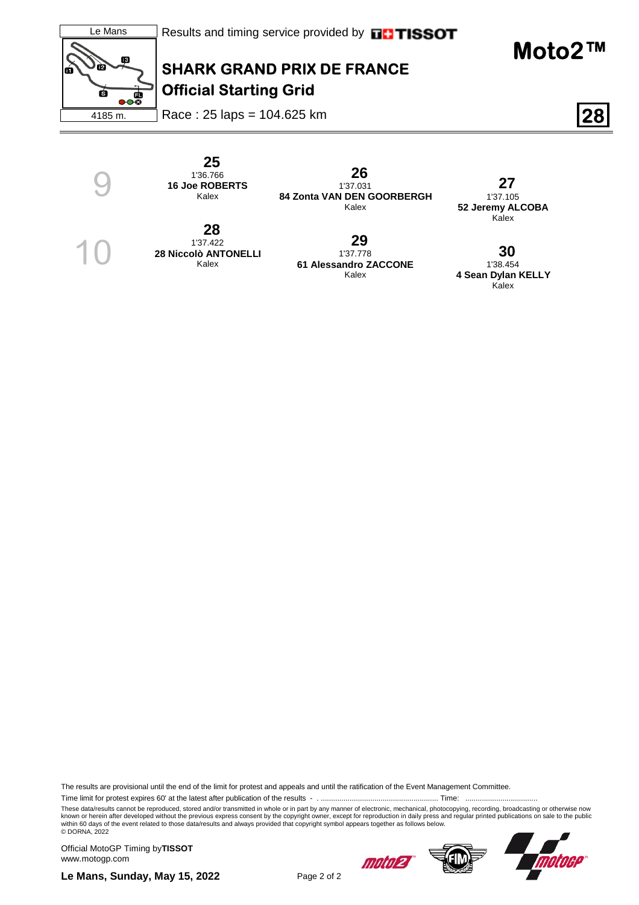Le Mans

4185 m.

Results and timing service provided by TISSOT

# Moto2™

## SHARK GRAND PRIX DE FRANCE

## Official Starting Grid

Race : 25 laps = 104.625 km

**28**

| Row | | | |
|---|---|---|---|
| 9 | **25**<br>1'36.766<br>**16 Joe ROBERTS**<br>Kalex | **26**<br>1'37.031<br>**84 Zonta VAN DEN GOORBERGH**<br>Kalex | **27**<br>1'37.105<br>**52 Jeremy ALCOBA**<br>Kalex |
| 10 | **28**<br>1'37.422<br>**28 Niccolò ANTONELLI**<br>Kalex | **29**<br>1'37.778<br>**61 Alessandro ZACCONE**<br>Kalex | **30**<br>1'38.454<br>**4 Sean Dylan KELLY**<br>Kalex |

The results are provisional until the end of the limit for protest and appeals and until the ratification of the Event Management Committee.

Time limit for protest expires 60' at the latest after publication of the results - . ......................................................... Time: ...................................

These data/results cannot be reproduced, stored and/or transmitted in whole or in part by any manner of electronic, mechanical, photocopying, recording, broadcasting or otherwise now known or herein after developed without the previous express consent by the copyright owner, except for reproduction in daily press and regular printed publications on sale to the public within 60 days of the event related to those data/results and always provided that copyright symbol appears together as follows below.
© DORNA, 2022

Official MotoGP Timing by **TISSOT**
www.motogp.com

**Le Mans, Sunday, May 15, 2022**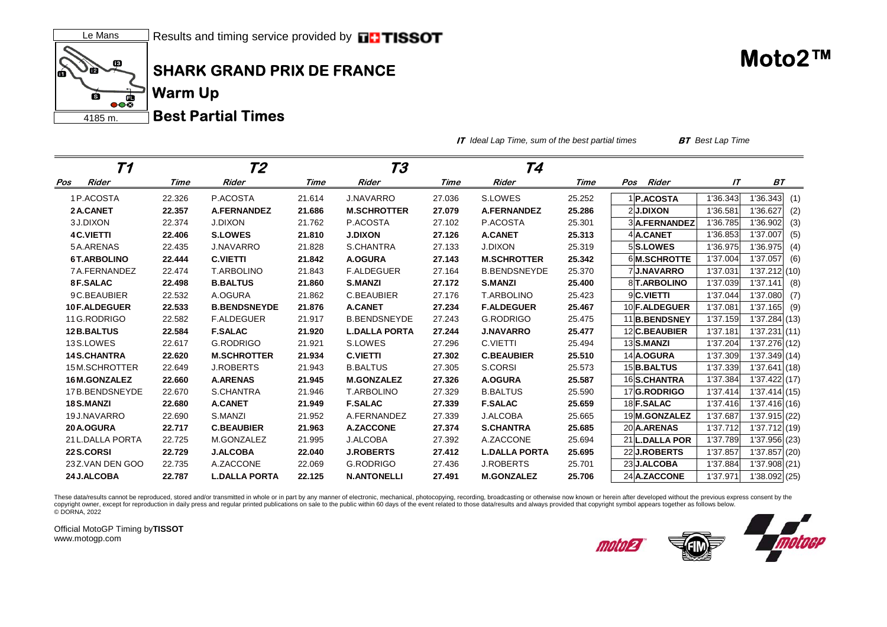Le Mans

4185 m.

Results and timing service provided by TISSOT

# SHARK GRAND PRIX DE FRANCE

## Warm Up

## Best Partial Times

# Moto2™

*IT Ideal Lap Time, sum of the best partial times* *BT Best Lap Time*

| T1 | | | T2 | | T3 | | T4 | | | | | | |
|---|---|---|---|---|---|---|---|---|---|---|---|---|---|
| Pos | Rider | Time | Rider | Time | Rider | Time | Rider | Time | Pos | Rider | IT | BT | |
| 1 | P.ACOSTA | 22.326 | P.ACOSTA | 21.614 | J.NAVARRO | 27.036 | S.LOWES | 25.252 | 1 | **P.ACOSTA** | 1'36.343 | 1'36.343 | (1) |
| **2** | **A.CANET** | **22.357** | **A.FERNANDEZ** | **21.686** | **M.SCHROTTER** | **27.079** | **A.FERNANDEZ** | **25.286** | 2 | **J.DIXON** | 1'36.581 | 1'36.627 | (2) |
| 3 | J.DIXON | 22.374 | J.DIXON | 21.762 | P.ACOSTA | 27.102 | P.ACOSTA | 25.301 | 3 | **A.FERNANDEZ** | 1'36.785 | 1'36.902 | (3) |
| **4** | **C.VIETTI** | **22.406** | **S.LOWES** | **21.810** | **J.DIXON** | **27.126** | **A.CANET** | **25.313** | 4 | **A.CANET** | 1'36.853 | 1'37.007 | (5) |
| 5 | A.ARENAS | 22.435 | J.NAVARRO | 21.828 | S.CHANTRA | 27.133 | J.DIXON | 25.319 | 5 | **S.LOWES** | 1'36.975 | 1'36.975 | (4) |
| **6** | **T.ARBOLINO** | **22.444** | **C.VIETTI** | **21.842** | **A.OGURA** | **27.143** | **M.SCHROTTER** | **25.342** | 6 | **M.SCHROTTE** | 1'37.004 | 1'37.057 | (6) |
| 7 | A.FERNANDEZ | 22.474 | T.ARBOLINO | 21.843 | F.ALDEGUER | 27.164 | B.BENDSNEYDE | 25.370 | 7 | **J.NAVARRO** | 1'37.031 | 1'37.212 | (10) |
| **8** | **F.SALAC** | **22.498** | **B.BALTUS** | **21.860** | **S.MANZI** | **27.172** | **S.MANZI** | **25.400** | 8 | **T.ARBOLINO** | 1'37.039 | 1'37.141 | (8) |
| 9 | C.BEAUBIER | 22.532 | A.OGURA | 21.862 | C.BEAUBIER | 27.176 | T.ARBOLINO | 25.423 | 9 | **C.VIETTI** | 1'37.044 | 1'37.080 | (7) |
| **10** | **F.ALDEGUER** | **22.533** | **B.BENDSNEYDE** | **21.876** | **A.CANET** | **27.234** | **F.ALDEGUER** | **25.467** | 10 | **F.ALDEGUER** | 1'37.081 | 1'37.165 | (9) |
| 11 | G.RODRIGO | 22.582 | F.ALDEGUER | 21.917 | B.BENDSNEYDE | 27.243 | G.RODRIGO | 25.475 | 11 | **B.BENDSNEY** | 1'37.159 | 1'37.284 | (13) |
| **12** | **B.BALTUS** | **22.584** | **F.SALAC** | **21.920** | **L.DALLA PORTA** | **27.244** | **J.NAVARRO** | **25.477** | 12 | **C.BEAUBIER** | 1'37.181 | 1'37.231 | (11) |
| 13 | S.LOWES | 22.617 | G.RODRIGO | 21.921 | S.LOWES | 27.296 | C.VIETTI | 25.494 | 13 | **S.MANZI** | 1'37.204 | 1'37.276 | (12) |
| **14** | **S.CHANTRA** | **22.620** | **M.SCHROTTER** | **21.934** | **C.VIETTI** | **27.302** | **C.BEAUBIER** | **25.510** | 14 | **A.OGURA** | 1'37.309 | 1'37.349 | (14) |
| 15 | M.SCHROTTER | 22.649 | J.ROBERTS | 21.943 | B.BALTUS | 27.305 | S.CORSI | 25.573 | 15 | **B.BALTUS** | 1'37.339 | 1'37.641 | (18) |
| **16** | **M.GONZALEZ** | **22.660** | **A.ARENAS** | **21.945** | **M.GONZALEZ** | **27.326** | **A.OGURA** | **25.587** | 16 | **S.CHANTRA** | 1'37.384 | 1'37.422 | (17) |
| 17 | B.BENDSNEYDE | 22.670 | S.CHANTRA | 21.946 | T.ARBOLINO | 27.329 | B.BALTUS | 25.590 | 17 | **G.RODRIGO** | 1'37.414 | 1'37.414 | (15) |
| **18** | **S.MANZI** | **22.680** | **A.CANET** | **21.949** | **F.SALAC** | **27.339** | **F.SALAC** | **25.659** | 18 | **F.SALAC** | 1'37.416 | 1'37.416 | (16) |
| 19 | J.NAVARRO | 22.690 | S.MANZI | 21.952 | A.FERNANDEZ | 27.339 | J.ALCOBA | 25.665 | 19 | **M.GONZALEZ** | 1'37.687 | 1'37.915 | (22) |
| **20** | **A.OGURA** | **22.717** | **C.BEAUBIER** | **21.963** | **A.ZACCONE** | **27.374** | **S.CHANTRA** | **25.685** | 20 | **A.ARENAS** | 1'37.712 | 1'37.712 | (19) |
| 21 | L.DALLA PORTA | 22.725 | M.GONZALEZ | 21.995 | J.ALCOBA | 27.392 | A.ZACCONE | 25.694 | 21 | **L.DALLA POR** | 1'37.789 | 1'37.956 | (23) |
| **22** | **S.CORSI** | **22.729** | **J.ALCOBA** | **22.040** | **J.ROBERTS** | **27.412** | **L.DALLA PORTA** | **25.695** | 22 | **J.ROBERTS** | 1'37.857 | 1'37.857 | (20) |
| 23 | Z.VAN DEN GOO | 22.735 | A.ZACCONE | 22.069 | G.RODRIGO | 27.436 | J.ROBERTS | 25.701 | 23 | **J.ALCOBA** | 1'37.884 | 1'37.908 | (21) |
| **24** | **J.ALCOBA** | **22.787** | **L.DALLA PORTA** | **22.125** | **N.ANTONELLI** | **27.491** | **M.GONZALEZ** | **25.706** | 24 | **A.ZACCONE** | 1'37.971 | 1'38.092 | (25) |

These data/results cannot be reproduced, stored and/or transmitted in whole or in part by any manner of electronic, mechanical, photocopying, recording, broadcasting or otherwise now known or herein after developed without the previous express consent by the copyright owner, except for reproduction in daily press and regular printed publications on sale to the public within 60 days of the event related to those data/results and always provided that copyright symbol appears together as follows below.
© DORNA, 2022

Official MotoGP Timing by **TISSOT**
www.motogp.com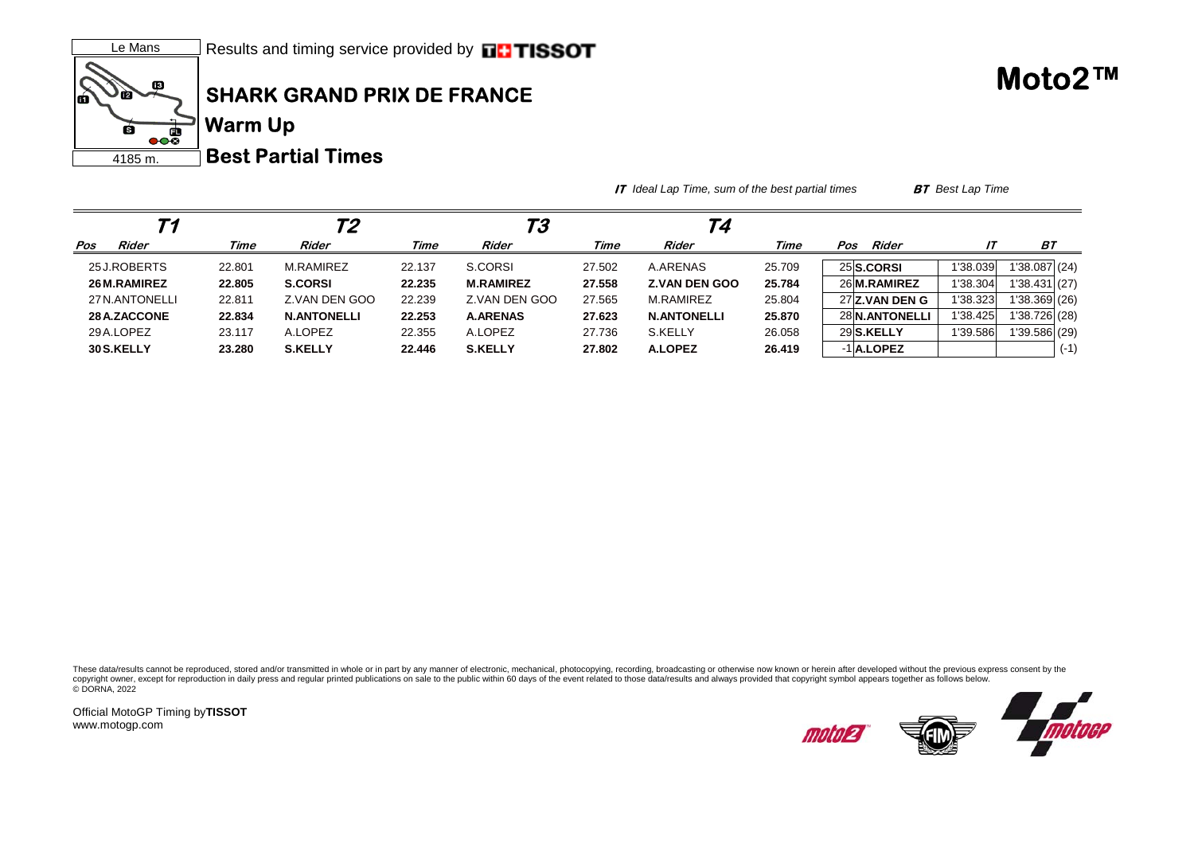Le Mans

4185 m.

Results and timing service provided by TISSOT

# SHARK GRAND PRIX DE FRANCE

## Warm Up

## Best Partial Times

# Moto2™

***IT*** *Ideal Lap Time, sum of the best partial times* ***BT*** *Best Lap Time*

| T1 | | | T2 | | T3 | | T4 | | | | | |
|---|---|---|---|---|---|---|---|---|---|---|---|---|
| Pos | Rider | Time | Rider | Time | Rider | Time | Rider | Time | Pos | Rider | IT | BT |
| 25 | J.ROBERTS | 22.801 | M.RAMIREZ | 22.137 | S.CORSI | 27.502 | A.ARENAS | 25.709 | 25 | **S.CORSI** | 1'38.039 | 1'38.087 (24) |
| **26** | **M.RAMIREZ** | **22.805** | **S.CORSI** | **22.235** | **M.RAMIREZ** | **27.558** | **Z.VAN DEN GOO** | **25.784** | 26 | **M.RAMIREZ** | 1'38.304 | 1'38.431 (27) |
| 27 | N.ANTONELLI | 22.811 | Z.VAN DEN GOO | 22.239 | Z.VAN DEN GOO | 27.565 | M.RAMIREZ | 25.804 | 27 | **Z.VAN DEN G** | 1'38.323 | 1'38.369 (26) |
| **28** | **A.ZACCONE** | **22.834** | **N.ANTONELLI** | **22.253** | **A.ARENAS** | **27.623** | **N.ANTONELLI** | **25.870** | 28 | **N.ANTONELLI** | 1'38.425 | 1'38.726 (28) |
| 29 | A.LOPEZ | 23.117 | A.LOPEZ | 22.355 | A.LOPEZ | 27.736 | S.KELLY | 26.058 | 29 | **S.KELLY** | 1'39.586 | 1'39.586 (29) |
| **30** | **S.KELLY** | **23.280** | **S.KELLY** | **22.446** | **S.KELLY** | **27.802** | **A.LOPEZ** | **26.419** | -1 | **A.LOPEZ** | | (-1) |

These data/results cannot be reproduced, stored and/or transmitted in whole or in part by any manner of electronic, mechanical, photocopying, recording, broadcasting or otherwise now known or herein after developed without the previous express consent by the copyright owner, except for reproduction in daily press and regular printed publications on sale to the public within 60 days of the event related to those data/results and always provided that copyright symbol appears together as follows below.
© DORNA, 2022

Official MotoGP Timing by **TISSOT**
www.motogp.com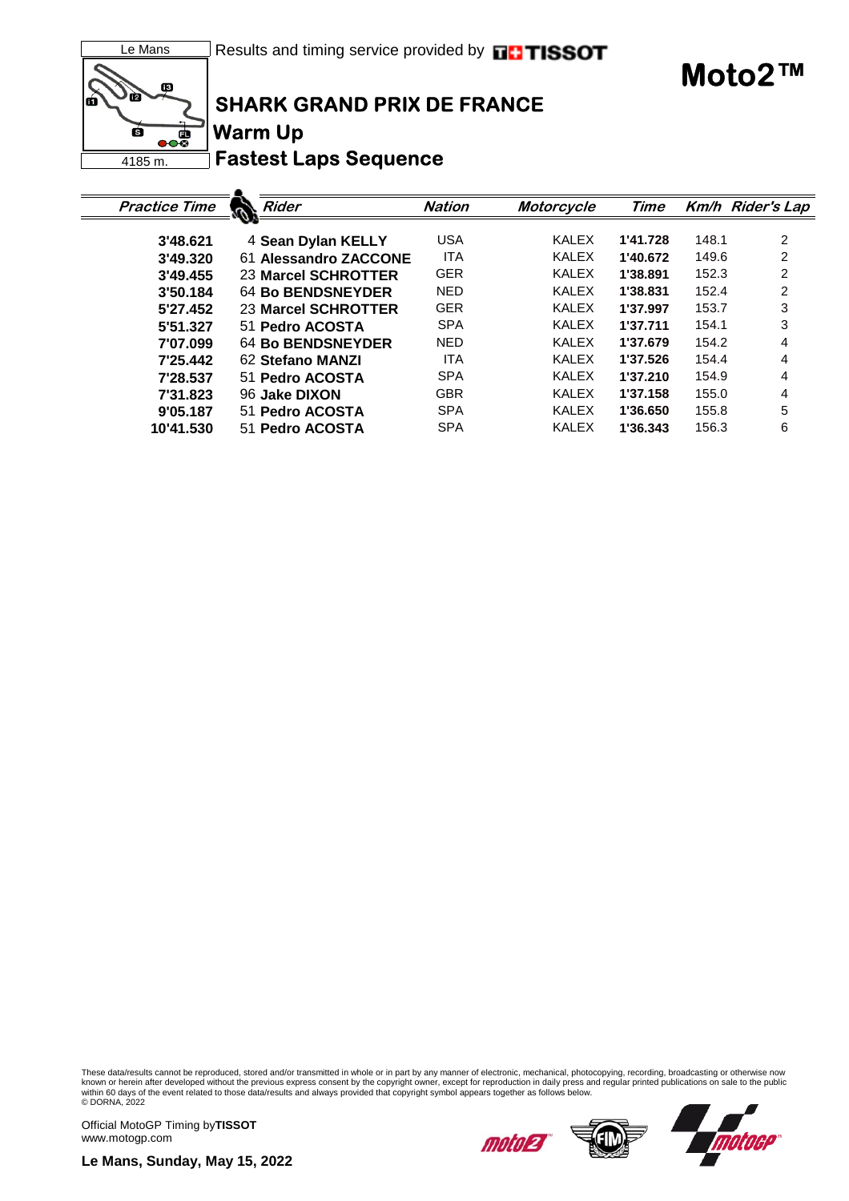Le Mans

Results and timing service provided by TISSOT

# Moto2™

## SHARK GRAND PRIX DE FRANCE

### Warm Up

### Fastest Laps Sequence

4185 m.

| Practice Time | Rider | Nation | Motorcycle | Time | Km/h | Rider's Lap |
|---|---|---|---|---|---|---|
| 3'48.621 | 4 **Sean Dylan KELLY** | USA | KALEX | **1'41.728** | 148.1 | 2 |
| 3'49.320 | 61 **Alessandro ZACCONE** | ITA | KALEX | **1'40.672** | 149.6 | 2 |
| 3'49.455 | 23 **Marcel SCHROTTER** | GER | KALEX | **1'38.891** | 152.3 | 2 |
| 3'50.184 | 64 **Bo BENDSNEYDER** | NED | KALEX | **1'38.831** | 152.4 | 2 |
| 5'27.452 | 23 **Marcel SCHROTTER** | GER | KALEX | **1'37.997** | 153.7 | 3 |
| 5'51.327 | 51 **Pedro ACOSTA** | SPA | KALEX | **1'37.711** | 154.1 | 3 |
| 7'07.099 | 64 **Bo BENDSNEYDER** | NED | KALEX | **1'37.679** | 154.2 | 4 |
| 7'25.442 | 62 **Stefano MANZI** | ITA | KALEX | **1'37.526** | 154.4 | 4 |
| 7'28.537 | 51 **Pedro ACOSTA** | SPA | KALEX | **1'37.210** | 154.9 | 4 |
| 7'31.823 | 96 **Jake DIXON** | GBR | KALEX | **1'37.158** | 155.0 | 4 |
| 9'05.187 | 51 **Pedro ACOSTA** | SPA | KALEX | **1'36.650** | 155.8 | 5 |
| 10'41.530 | 51 **Pedro ACOSTA** | SPA | KALEX | **1'36.343** | 156.3 | 6 |

These data/results cannot be reproduced, stored and/or transmitted in whole or in part by any manner of electronic, mechanical, photocopying, recording, broadcasting or otherwise now known or herein after developed without the previous express consent by the copyright owner, except for reproduction in daily press and regular printed publications on sale to the public within 60 days of the event related to those data/results and always provided that copyright symbol appears together as follows below.
© DORNA, 2022

Official MotoGP Timing by **TISSOT**
www.motogp.com

**Le Mans, Sunday, May 15, 2022**